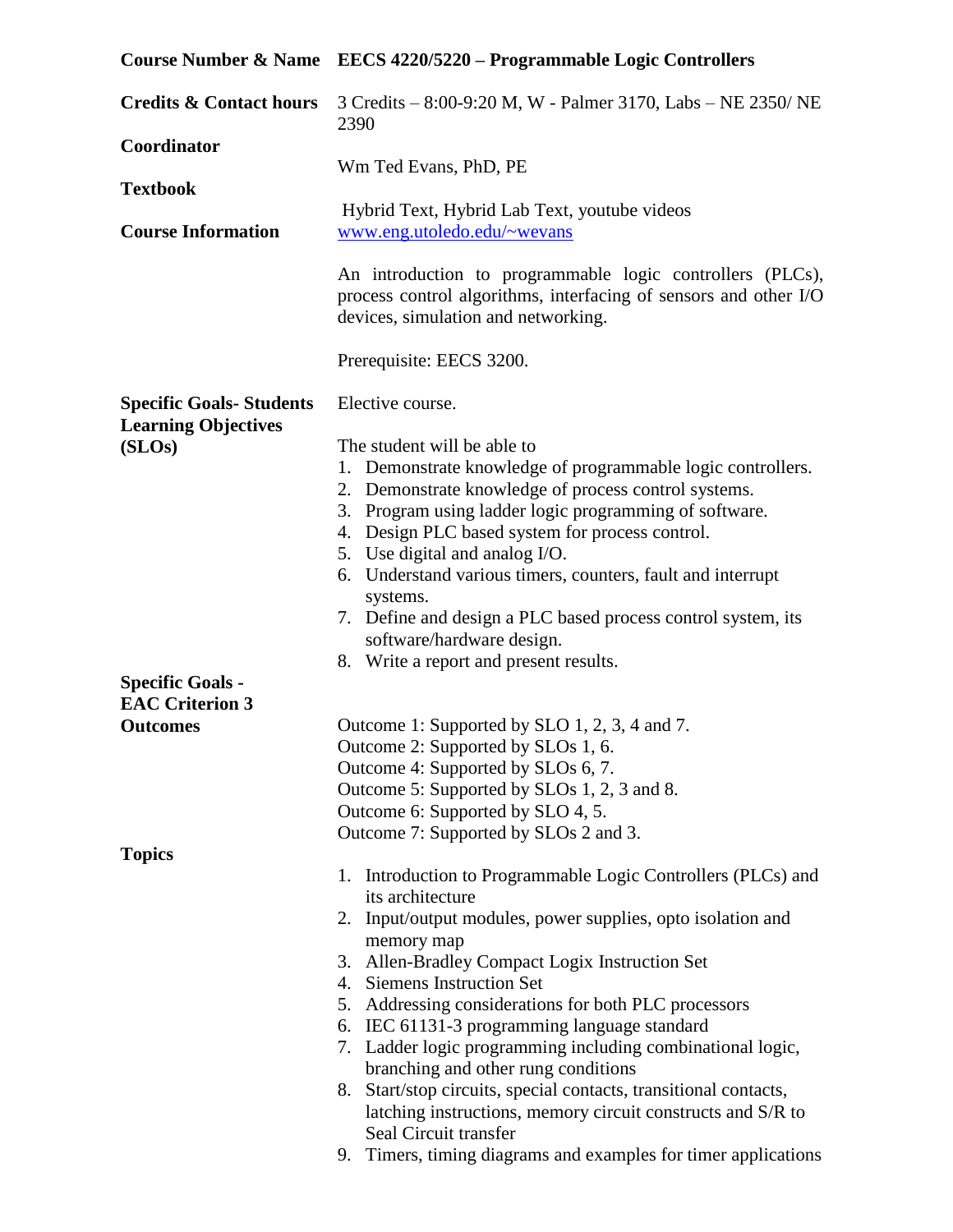**Course Number & Name** **EECS 4220/5220 – Programmable Logic Controllers**

**Credits & Contact hours** 3 Credits – 8:00-9:20 M, W - Palmer 3170, Labs – NE 2350/ NE 2390

**Coordinator** Wm Ted Evans, PhD, PE

**Textbook** Hybrid Text, Hybrid Lab Text, youtube videos

**Course Information** [www.eng.utoledo.edu/~wevans](http://www.eng.utoledo.edu/~wevans)

An introduction to programmable logic controllers (PLCs), process control algorithms, interfacing of sensors and other I/O devices, simulation and networking.

Prerequisite: EECS 3200.

**Specific Goals- Students Learning Objectives (SLOs)**

Elective course.

The student will be able to

1. Demonstrate knowledge of programmable logic controllers.
2. Demonstrate knowledge of process control systems.
3. Program using ladder logic programming of software.
4. Design PLC based system for process control.
5. Use digital and analog I/O.
6. Understand various timers, counters, fault and interrupt systems.
7. Define and design a PLC based process control system, its software/hardware design.
8. Write a report and present results.

**Specific Goals - EAC Criterion 3 Outcomes**

Outcome 1: Supported by SLO 1, 2, 3, 4 and 7.
Outcome 2: Supported by SLOs 1, 6.
Outcome 4: Supported by SLOs 6, 7.
Outcome 5: Supported by SLOs 1, 2, 3 and 8.
Outcome 6: Supported by SLO 4, 5.
Outcome 7: Supported by SLOs 2 and 3.

**Topics**

1. Introduction to Programmable Logic Controllers (PLCs) and its architecture
2. Input/output modules, power supplies, opto isolation and memory map
3. Allen-Bradley Compact Logix Instruction Set
4. Siemens Instruction Set
5. Addressing considerations for both PLC processors
6. IEC 61131-3 programming language standard
7. Ladder logic programming including combinational logic, branching and other rung conditions
8. Start/stop circuits, special contacts, transitional contacts, latching instructions, memory circuit constructs and S/R to Seal Circuit transfer
9. Timers, timing diagrams and examples for timer applications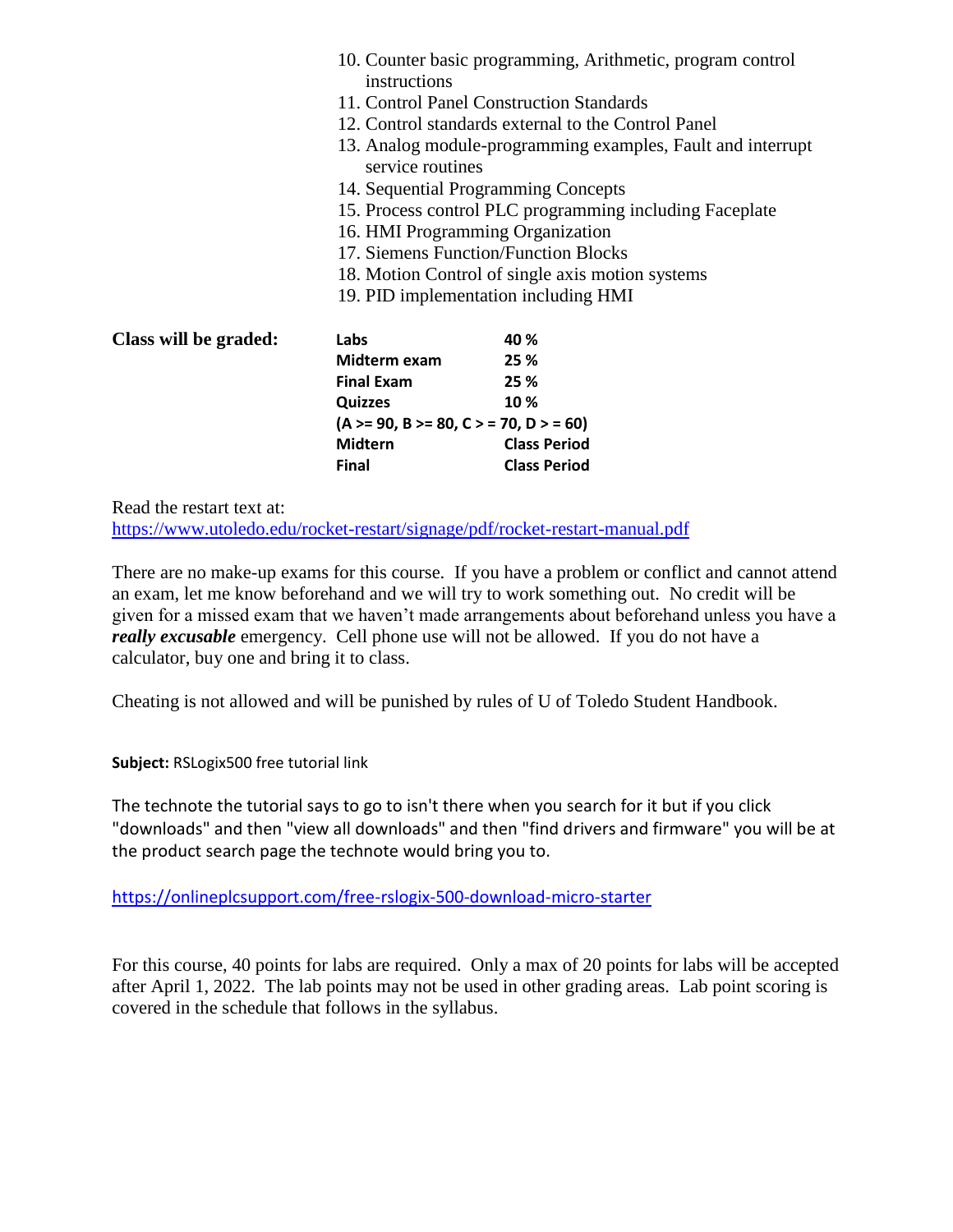10. Counter basic programming, Arithmetic, program control instructions
11. Control Panel Construction Standards
12. Control standards external to the Control Panel
13. Analog module-programming examples, Fault and interrupt service routines
14. Sequential Programming Concepts
15. Process control PLC programming including Faceplate
16. HMI Programming Organization
17. Siemens Function/Function Blocks
18. Motion Control of single axis motion systems
19. PID implementation including HMI

**Class will be graded:**

| | |
|---|---|
| **Labs** | **40 %** |
| **Midterm exam** | **25 %** |
| **Final Exam** | **25 %** |
| **Quizzes** | **10 %** |
| **(A >= 90, B >= 80, C > = 70, D > = 60)** | |
| **Midtern** | **Class Period** |
| **Final** | **Class Period** |

Read the restart text at:
https://www.utoledo.edu/rocket-restart/signage/pdf/rocket-restart-manual.pdf

There are no make-up exams for this course. If you have a problem or conflict and cannot attend an exam, let me know beforehand and we will try to work something out. No credit will be given for a missed exam that we haven't made arrangements about beforehand unless you have a ***really excusable*** emergency. Cell phone use will not be allowed. If you do not have a calculator, buy one and bring it to class.

Cheating is not allowed and will be punished by rules of U of Toledo Student Handbook.

**Subject:** RSLogix500 free tutorial link

The technote the tutorial says to go to isn't there when you search for it but if you click "downloads" and then "view all downloads" and then "find drivers and firmware" you will be at the product search page the technote would bring you to.

https://onlineplcsupport.com/free-rslogix-500-download-micro-starter

For this course, 40 points for labs are required. Only a max of 20 points for labs will be accepted after April 1, 2022. The lab points may not be used in other grading areas. Lab point scoring is covered in the schedule that follows in the syllabus.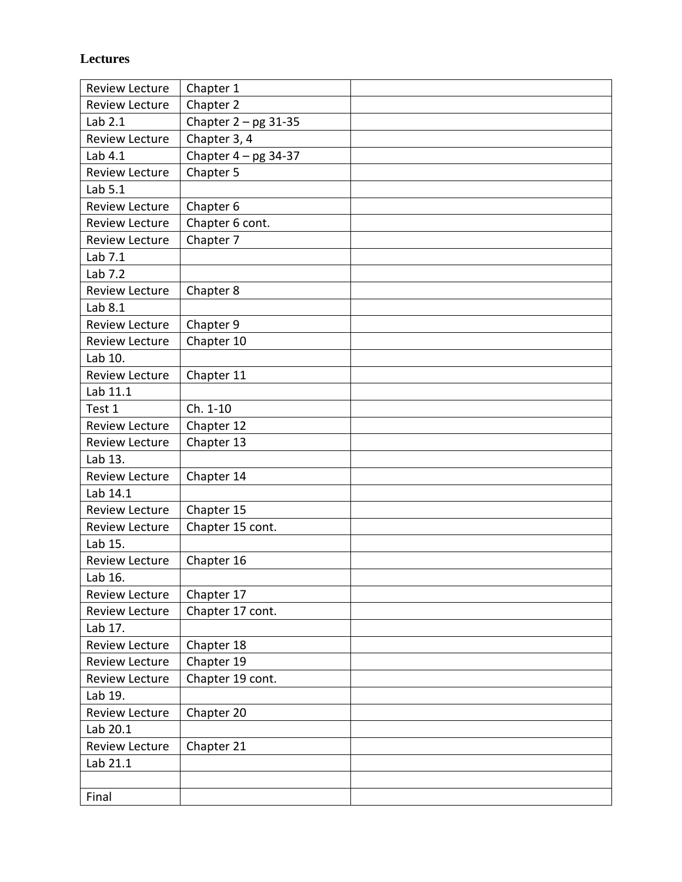**Lectures**

| | | |
|---|---|---|
| Review Lecture | Chapter 1 | |
| Review Lecture | Chapter 2 | |
| Lab 2.1 | Chapter 2 – pg 31-35 | |
| Review Lecture | Chapter 3, 4 | |
| Lab 4.1 | Chapter 4 – pg 34-37 | |
| Review Lecture | Chapter 5 | |
| Lab 5.1 | | |
| Review Lecture | Chapter 6 | |
| Review Lecture | Chapter 6 cont. | |
| Review Lecture | Chapter 7 | |
| Lab 7.1 | | |
| Lab 7.2 | | |
| Review Lecture | Chapter 8 | |
| Lab 8.1 | | |
| Review Lecture | Chapter 9 | |
| Review Lecture | Chapter 10 | |
| Lab 10. | | |
| Review Lecture | Chapter 11 | |
| Lab 11.1 | | |
| Test 1 | Ch. 1-10 | |
| Review Lecture | Chapter 12 | |
| Review Lecture | Chapter 13 | |
| Lab 13. | | |
| Review Lecture | Chapter 14 | |
| Lab 14.1 | | |
| Review Lecture | Chapter 15 | |
| Review Lecture | Chapter 15 cont. | |
| Lab 15. | | |
| Review Lecture | Chapter 16 | |
| Lab 16. | | |
| Review Lecture | Chapter 17 | |
| Review Lecture | Chapter 17 cont. | |
| Lab 17. | | |
| Review Lecture | Chapter 18 | |
| Review Lecture | Chapter 19 | |
| Review Lecture | Chapter 19 cont. | |
| Lab 19. | | |
| Review Lecture | Chapter 20 | |
| Lab 20.1 | | |
| Review Lecture | Chapter 21 | |
| Lab 21.1 | | |
| | | |
| Final | | |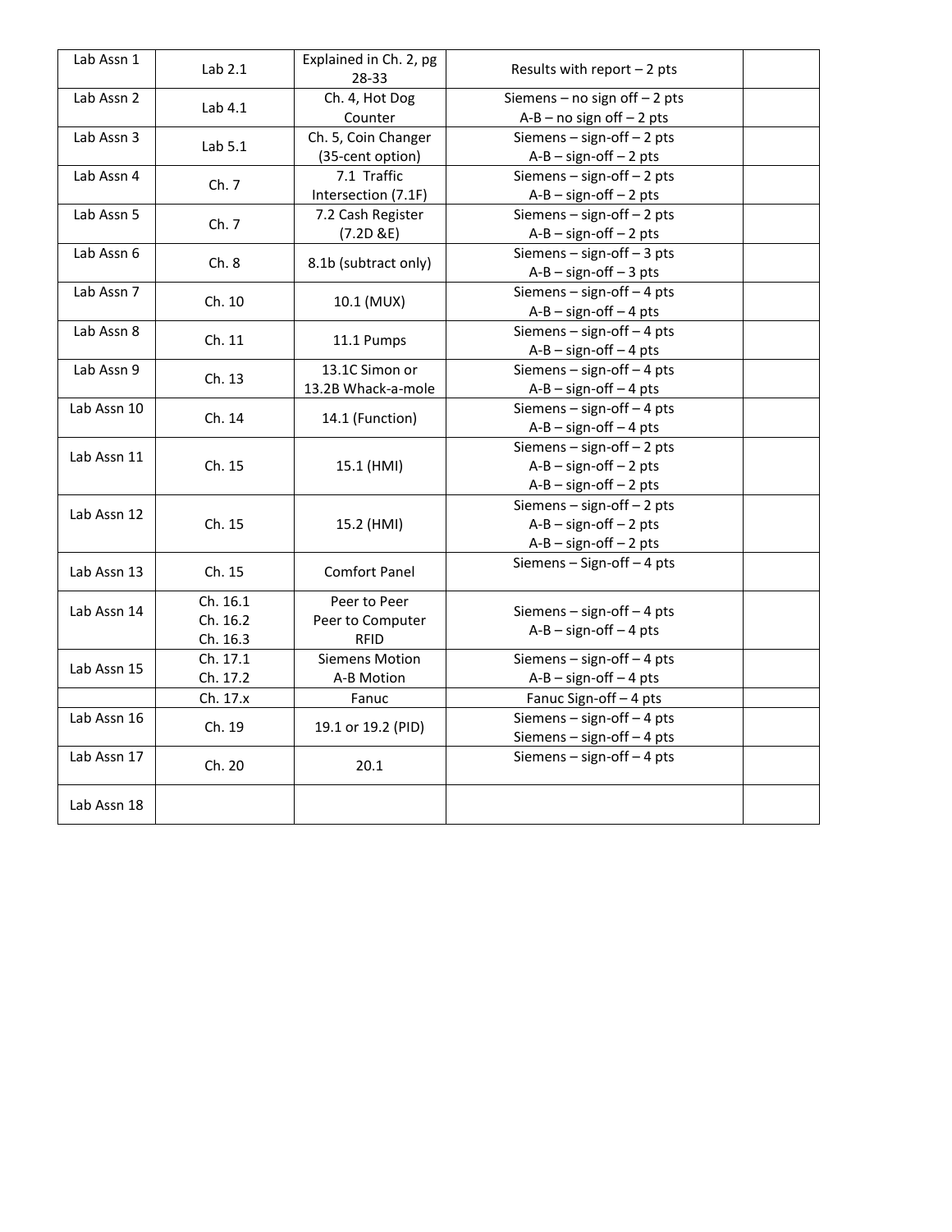| | | | | |
|---|---|---|---|---|
| Lab Assn 1 | Lab 2.1 | Explained in Ch. 2, pg 28-33 | Results with report – 2 pts | |
| Lab Assn 2 | Lab 4.1 | Ch. 4, Hot Dog Counter | Siemens – no sign off – 2 pts<br>A-B – no sign off – 2 pts | |
| Lab Assn 3 | Lab 5.1 | Ch. 5, Coin Changer (35-cent option) | Siemens – sign-off – 2 pts<br>A-B – sign-off – 2 pts | |
| Lab Assn 4 | Ch. 7 | 7.1 Traffic Intersection (7.1F) | Siemens – sign-off – 2 pts<br>A-B – sign-off – 2 pts | |
| Lab Assn 5 | Ch. 7 | 7.2 Cash Register (7.2D &E) | Siemens – sign-off – 2 pts<br>A-B – sign-off – 2 pts | |
| Lab Assn 6 | Ch. 8 | 8.1b (subtract only) | Siemens – sign-off – 3 pts<br>A-B – sign-off – 3 pts | |
| Lab Assn 7 | Ch. 10 | 10.1 (MUX) | Siemens – sign-off – 4 pts<br>A-B – sign-off – 4 pts | |
| Lab Assn 8 | Ch. 11 | 11.1 Pumps | Siemens – sign-off – 4 pts<br>A-B – sign-off – 4 pts | |
| Lab Assn 9 | Ch. 13 | 13.1C Simon or 13.2B Whack-a-mole | Siemens – sign-off – 4 pts<br>A-B – sign-off – 4 pts | |
| Lab Assn 10 | Ch. 14 | 14.1 (Function) | Siemens – sign-off – 4 pts<br>A-B – sign-off – 4 pts | |
| Lab Assn 11 | Ch. 15 | 15.1 (HMI) | Siemens – sign-off – 2 pts<br>A-B – sign-off – 2 pts<br>A-B – sign-off – 2 pts | |
| Lab Assn 12 | Ch. 15 | 15.2 (HMI) | Siemens – sign-off – 2 pts<br>A-B – sign-off – 2 pts<br>A-B – sign-off – 2 pts | |
| Lab Assn 13 | Ch. 15 | Comfort Panel | Siemens – Sign-off – 4 pts | |
| Lab Assn 14 | Ch. 16.1<br>Ch. 16.2<br>Ch. 16.3 | Peer to Peer<br>Peer to Computer<br>RFID | Siemens – sign-off – 4 pts<br>A-B – sign-off – 4 pts | |
| Lab Assn 15 | Ch. 17.1<br>Ch. 17.2 | Siemens Motion<br>A-B Motion | Siemens – sign-off – 4 pts<br>A-B – sign-off – 4 pts | |
| | Ch. 17.x | Fanuc | Fanuc Sign-off – 4 pts | |
| Lab Assn 16 | Ch. 19 | 19.1 or 19.2 (PID) | Siemens – sign-off – 4 pts<br>Siemens – sign-off – 4 pts | |
| Lab Assn 17 | Ch. 20 | 20.1 | Siemens – sign-off – 4 pts | |
| Lab Assn 18 | | | | |